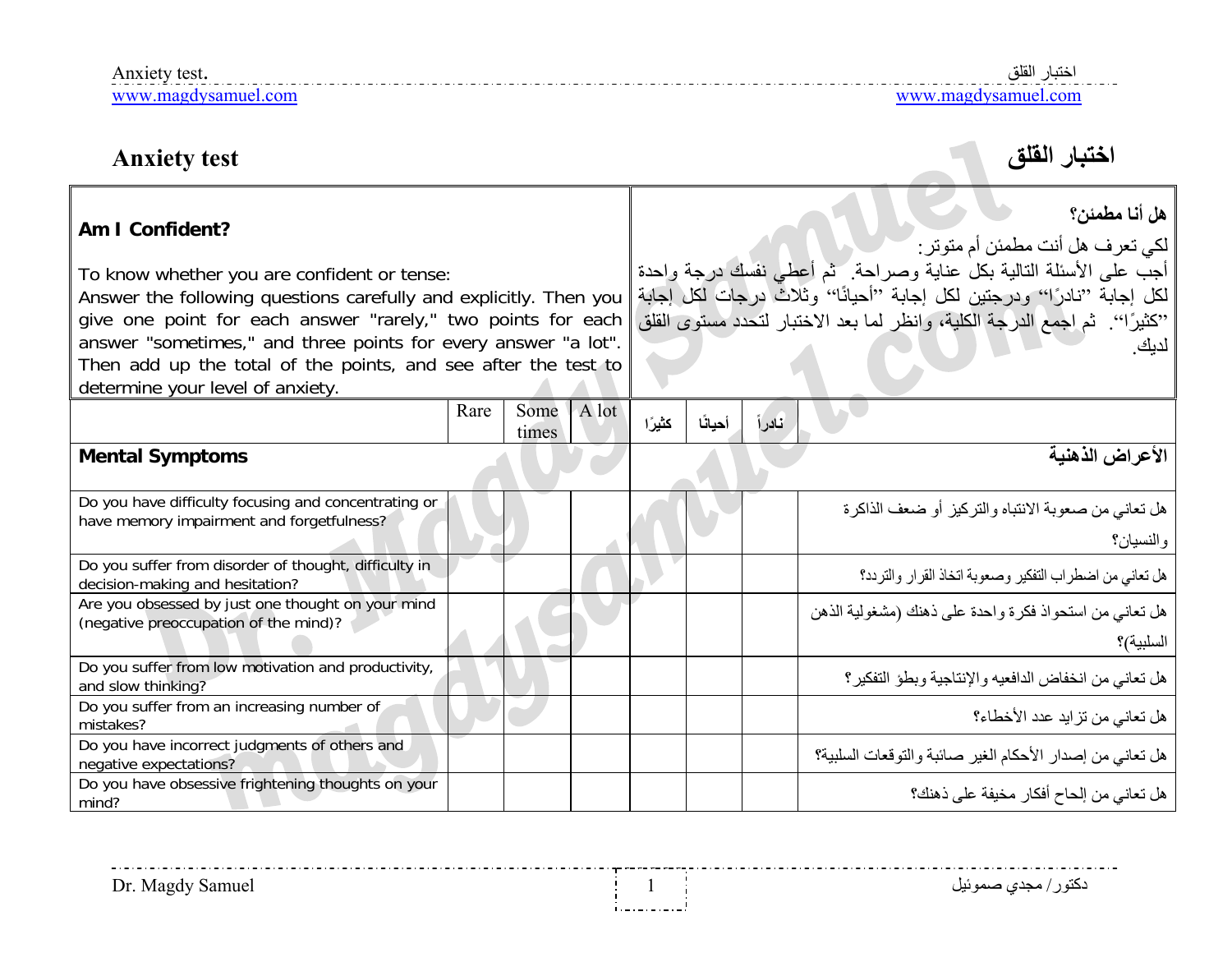# Anxiety test

# اختبار القلق

**Am I Confident?**

To know whether you are confident or tense:
Answer the following questions carefully and explicitly. Then you give one point for each answer "rarely," two points for each answer "sometimes," and three points for every answer "a lot". Then add up the total of the points, and see after the test to determine your level of anxiety.

**هل أنا مطمئن؟**

لكي تعرف هل أنت مطمئن أم متوتر:
أجب على الأسئلة التالية بكل عناية وصراحة. ثم أعطي نفسك درجة واحدة لكل إجابة "نادرًا" ودرجتين لكل إجابة "أحيانًا" وثلاث درجات لكل إجابة "كثيرًا". ثم اجمع الدرجة الكلية، وانظر لما بعد الاختبار لتحدد مستوى القلق لديك.

| | Rare | Some times | A lot | كثيرًا | أحيانًا | نادراً | |
|---|---|---|---|---|---|---|---|
| **Mental Symptoms** | | | | | | | **الأعراض الذهنية** |
| Do you have difficulty focusing and concentrating or have memory impairment and forgetfulness? | | | | | | | هل تعاني من صعوبة الانتباه والتركيز أو ضعف الذاكرة والنسيان؟ |
| Do you suffer from disorder of thought, difficulty in decision-making and hesitation? | | | | | | | هل تعاني من اضطراب التفكير وصعوبة اتخاذ القرار والتردد؟ |
| Are you obsessed by just one thought on your mind (negative preoccupation of the mind)? | | | | | | | هل تعاني من استحواذ فكرة واحدة على ذهنك (مشغولية الذهن السلبية)؟ |
| Do you suffer from low motivation and productivity, and slow thinking? | | | | | | | هل تعاني من انخفاض الدافعيه والإنتاجية وبطؤ التفكير؟ |
| Do you suffer from an increasing number of mistakes? | | | | | | | هل تعاني من تزايد عدد الأخطاء؟ |
| Do you have incorrect judgments of others and negative expectations? | | | | | | | هل تعاني من إصدار الأحكام الغير صائبة والتوقعات السلبية؟ |
| Do you have obsessive frightening thoughts on your mind? | | | | | | | هل تعاني من إلحاح أفكار مخيفة على ذهنك؟ |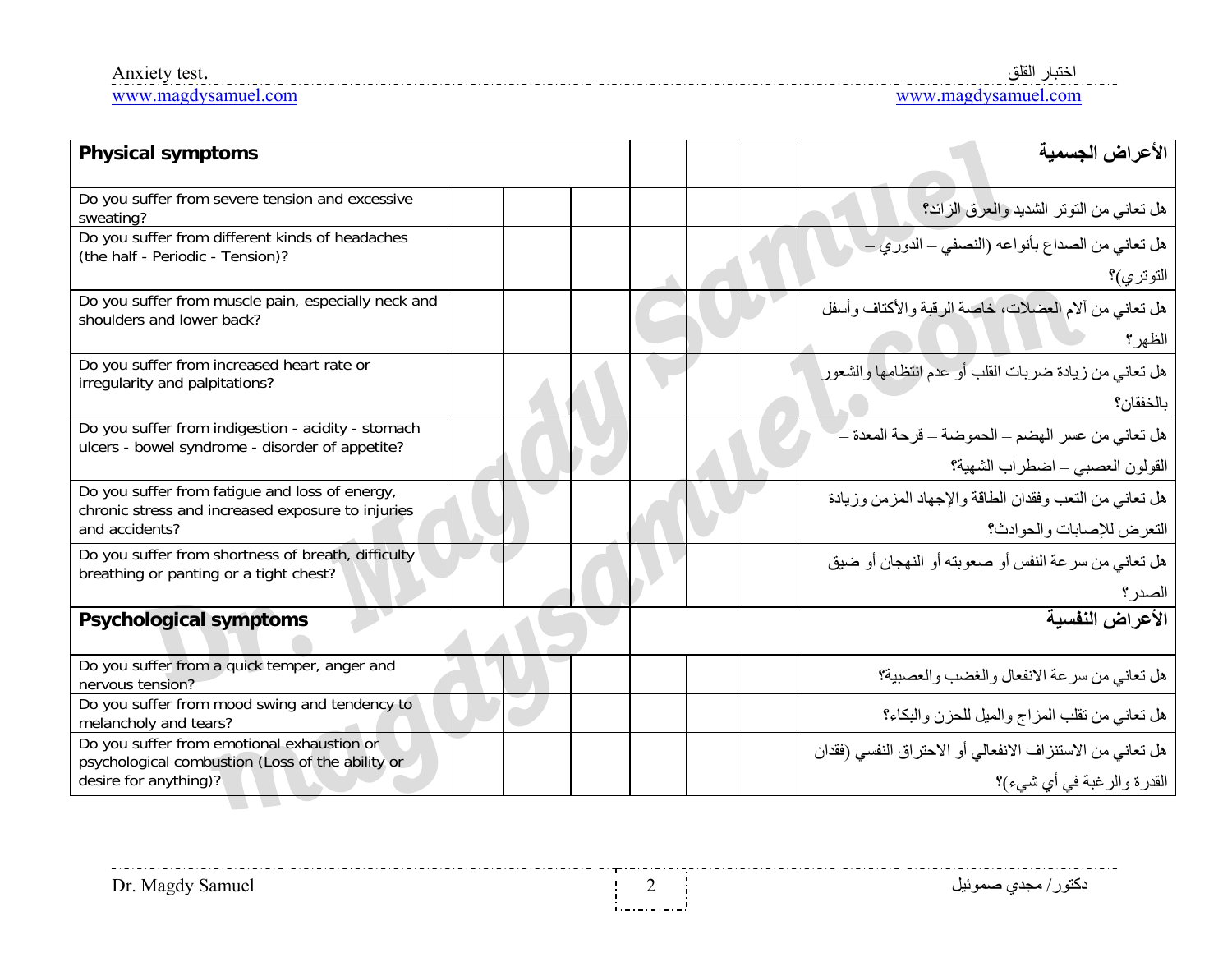| Physical symptoms | | | | | | الأعراض الجسمية |
|---|---|---|---|---|---|---|
| Do you suffer from severe tension and excessive sweating? | | | | | | هل تعاني من التوتر الشديد والعرق الزائد؟ |
| Do you suffer from different kinds of headaches (the half - Periodic - Tension)? | | | | | | هل تعاني من الصداع بأنواعه (النصفي – الدوري – التوتري)؟ |
| Do you suffer from muscle pain, especially neck and shoulders and lower back? | | | | | | هل تعاني من آلام العضلات، خاصة الرقبة والأكتاف وأسفل الظهر؟ |
| Do you suffer from increased heart rate or irregularity and palpitations? | | | | | | هل تعاني من زيادة ضربات القلب أو عدم انتظامها والشعور بالخفقان؟ |
| Do you suffer from indigestion - acidity - stomach ulcers - bowel syndrome - disorder of appetite? | | | | | | هل تعاني من عسر الهضم – الحموضة – قرحة المعدة – القولون العصبي – اضطراب الشهية؟ |
| Do you suffer from fatigue and loss of energy, chronic stress and increased exposure to injuries and accidents? | | | | | | هل تعاني من التعب وفقدان الطاقة والإجهاد المزمن وزيادة التعرض للإصابات والحوادث؟ |
| Do you suffer from shortness of breath, difficulty breathing or panting or a tight chest? | | | | | | هل تعاني من سرعة النفس أو صعوبته أو النهجان أو ضيق الصدر؟ |
| **Psychological symptoms** | | | | | | **الأعراض النفسية** |
| Do you suffer from a quick temper, anger and nervous tension? | | | | | | هل تعاني من سرعة الانفعال والغضب والعصبية؟ |
| Do you suffer from mood swing and tendency to melancholy and tears? | | | | | | هل تعاني من تقلب المزاج والميل للحزن والبكاء؟ |
| Do you suffer from emotional exhaustion or psychological combustion (Loss of the ability or desire for anything)? | | | | | | هل تعاني من الاستنزاف الانفعالي أو الاحتراق النفسي (فقدان القدرة والرغبة في أي شيء)؟ |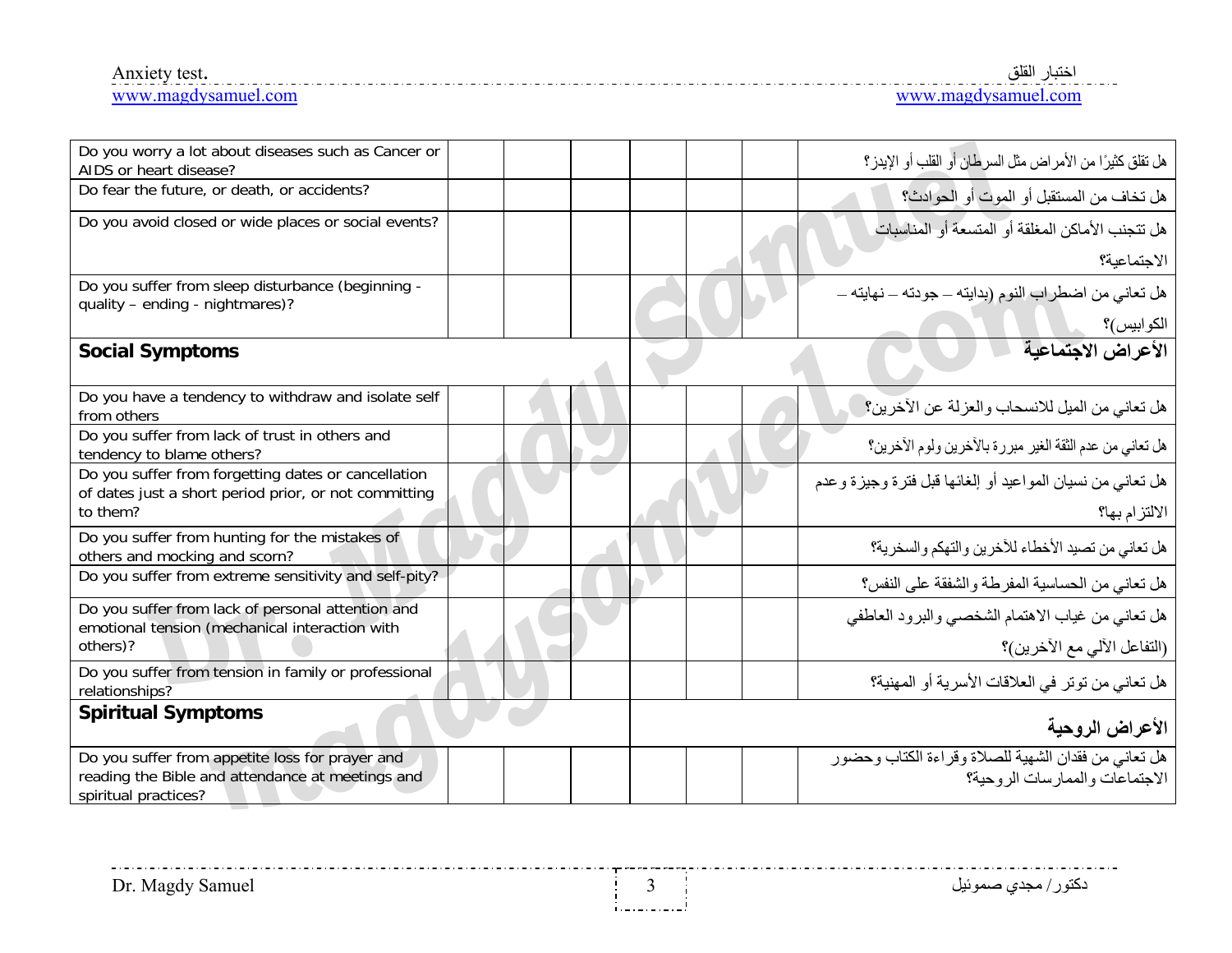| | | | | | | | |
|---|---|---|---|---|---|---|---|
| Do you worry a lot about diseases such as Cancer or AIDS or heart disease? | | | | | | | هل تقلق كثيرًا من الأمراض مثل السرطان أو القلب أو الإيدز؟ |
| Do fear the future, or death, or accidents? | | | | | | | هل تخاف من المستقبل أو الموت أو الحوادث؟ |
| Do you avoid closed or wide places or social events? | | | | | | | هل تتجنب الأماكن المغلقة أو المتسعة أو المناسبات الاجتماعية؟ |
| Do you suffer from sleep disturbance (beginning - quality – ending - nightmares)? | | | | | | | هل تعاني من اضطراب النوم (بدايته – جودته – نهايته – الكوابيس)؟ |
| **Social Symptoms** | | | | | | | **الأعراض الاجتماعية** |
| Do you have a tendency to withdraw and isolate self from others | | | | | | | هل تعاني من الميل للانسحاب والعزلة عن الآخرين؟ |
| Do you suffer from lack of trust in others and tendency to blame others? | | | | | | | هل تعاني من عدم الثقة الغير مبررة بالآخرين ولوم الآخرين؟ |
| Do you suffer from forgetting dates or cancellation of dates just a short period prior, or not committing to them? | | | | | | | هل تعاني من نسيان المواعيد أو إلغائها قبل فترة وجيزة وعدم الالتزام بها؟ |
| Do you suffer from hunting for the mistakes of others and mocking and scorn? | | | | | | | هل تعاني من تصيد الأخطاء للآخرين والتهكم والسخرية؟ |
| Do you suffer from extreme sensitivity and self-pity? | | | | | | | هل تعاني من الحساسية المفرطة والشفقة على النفس؟ |
| Do you suffer from lack of personal attention and emotional tension (mechanical interaction with others)? | | | | | | | هل تعاني من غياب الاهتمام الشخصي والبرود العاطفي (التفاعل الآلي مع الآخرين)؟ |
| Do you suffer from tension in family or professional relationships? | | | | | | | هل تعاني من توتر في العلاقات الأسرية أو المهنية؟ |
| **Spiritual Symptoms** | | | | | | | **الأعراض الروحية** |
| Do you suffer from appetite loss for prayer and reading the Bible and attendance at meetings and spiritual practices? | | | | | | | هل تعاني من فقدان الشهية للصلاة وقراءة الكتاب وحضور الاجتماعات والممارسات الروحية؟ |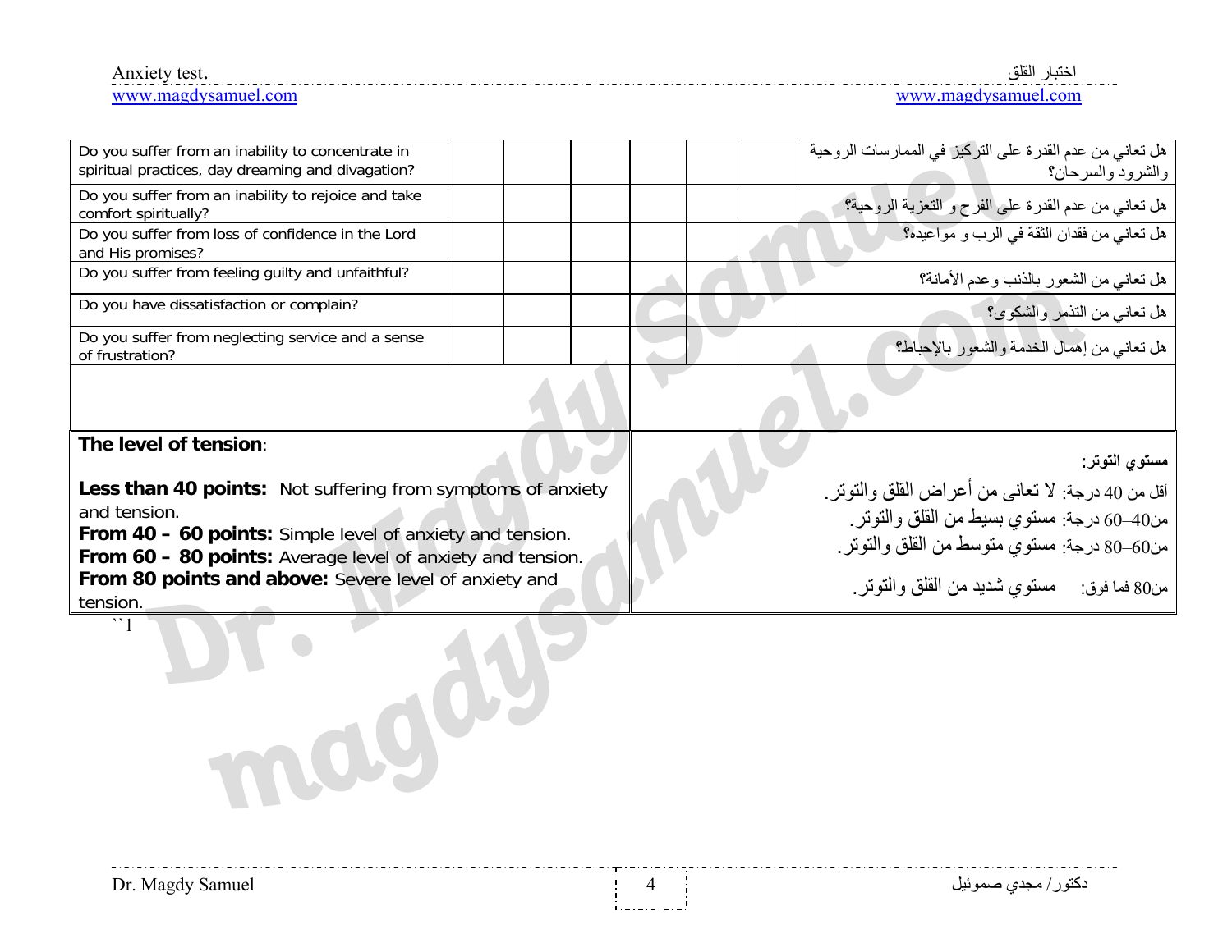| | | | | | | | |
|---|---|---|---|---|---|---|---|
| Do you suffer from an inability to concentrate in spiritual practices, day dreaming and divagation? | | | | | | | هل تعاني من عدم القدرة على التركيز في الممارسات الروحية والشرود والسرحان؟ |
| Do you suffer from an inability to rejoice and take comfort spiritually? | | | | | | | هل تعاني من عدم القدرة على الفرح و التعزية الروحية؟ |
| Do you suffer from loss of confidence in the Lord and His promises? | | | | | | | هل تعاني من فقدان الثقة في الرب و مواعيده؟ |
| Do you suffer from feeling guilty and unfaithful? | | | | | | | هل تعاني من الشعور بالذنب وعدم الأمانة؟ |
| Do you have dissatisfaction or complain? | | | | | | | هل تعاني من التذمر والشكوى؟ |
| Do you suffer from neglecting service and a sense of frustration? | | | | | | | هل تعاني من إهمال الخدمة والشعور بالإحباط؟ |

| | |
|---|---|
| **The level of tension**:<br><br>**Less than 40 points:** Not suffering from symptoms of anxiety and tension.<br>**From 40 – 60 points:** Simple level of anxiety and tension.<br>**From 60 – 80 points:** Average level of anxiety and tension.<br>**From 80 points and above:** Severe level of anxiety and tension. | **مستوي التوتر:**<br><br>أقل من 40 درجة: لا تعانى من أعراض القلق والتوتر.<br>من40–60 درجة: مستوي بسيط من القلق والتوتر.<br>من60–80 درجة: مستوي متوسط من القلق والتوتر.<br>من80 فما فوق: مستوي شديد من القلق والتوتر. |

``1